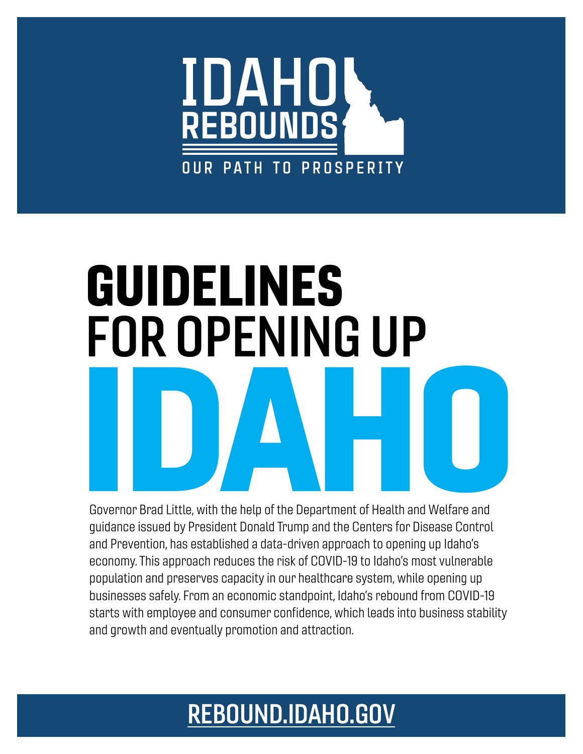IDAHO REBOUNDS

OUR PATH TO PROSPERITY

# GUIDELINES FOR OPENING UP IDAHO

Governor Brad Little, with the help of the Department of Health and Welfare and guidance issued by President Donald Trump and the Centers for Disease Control and Prevention, has established a data-driven approach to opening up Idaho's economy. This approach reduces the risk of COVID-19 to Idaho's most vulnerable population and preserves capacity in our healthcare system, while opening up businesses safely. From an economic standpoint, Idaho's rebound from COVID-19 starts with employee and consumer confidence, which leads into business stability and growth and eventually promotion and attraction.

**REBOUND.IDAHO.GOV**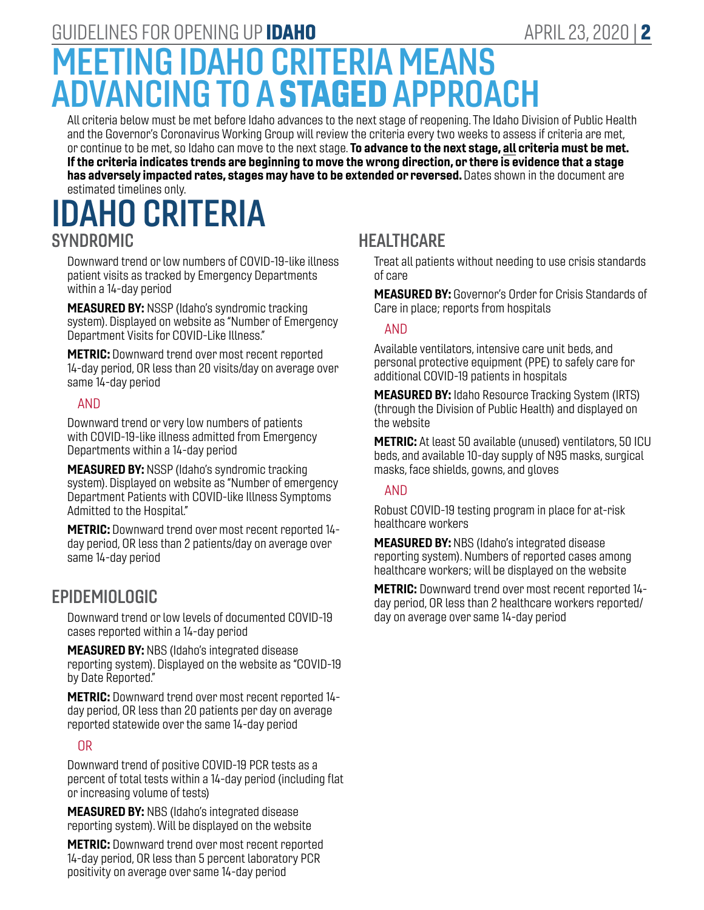# MEETING IDAHO CRITERIA MEANS ADVANCING TO A **STAGED** APPROACH

All criteria below must be met before Idaho advances to the next stage of reopening. The Idaho Division of Public Health and the Governor's Coronavirus Working Group will review the criteria every two weeks to assess if criteria are met, or continue to be met, so Idaho can move to the next stage. **To advance to the next stage, all criteria must be met. If the criteria indicates trends are beginning to move the wrong direction, or there is evidence that a stage has adversely impacted rates, stages may have to be extended or reversed.** Dates shown in the document are estimated timelines only.

# IDAHO CRITERIA

## SYNDROMIC

Downward trend or low numbers of COVID-19-like illness patient visits as tracked by Emergency Departments within a 14-day period

**MEASURED BY:** NSSP (Idaho's syndromic tracking system). Displayed on website as "Number of Emergency Department Visits for COVID-Like Illness."

**METRIC:** Downward trend over most recent reported 14-day period, OR less than 20 visits/day on average over same 14-day period

AND

Downward trend or very low numbers of patients with COVID-19-like illness admitted from Emergency Departments within a 14-day period

**MEASURED BY:** NSSP (Idaho's syndromic tracking system). Displayed on website as "Number of emergency Department Patients with COVID-like Illness Symptoms Admitted to the Hospital."

**METRIC:** Downward trend over most recent reported 14-day period, OR less than 2 patients/day on average over same 14-day period

## EPIDEMIOLOGIC

Downward trend or low levels of documented COVID-19 cases reported within a 14-day period

**MEASURED BY:** NBS (Idaho's integrated disease reporting system). Displayed on the website as "COVID-19 by Date Reported."

**METRIC:** Downward trend over most recent reported 14-day period, OR less than 20 patients per day on average reported statewide over the same 14-day period

OR

Downward trend of positive COVID-19 PCR tests as a percent of total tests within a 14-day period (including flat or increasing volume of tests)

**MEASURED BY:** NBS (Idaho's integrated disease reporting system). Will be displayed on the website

**METRIC:** Downward trend over most recent reported 14-day period, OR less than 5 percent laboratory PCR positivity on average over same 14-day period

## HEALTHCARE

Treat all patients without needing to use crisis standards of care

**MEASURED BY:** Governor's Order for Crisis Standards of Care in place; reports from hospitals

AND

Available ventilators, intensive care unit beds, and personal protective equipment (PPE) to safely care for additional COVID-19 patients in hospitals

**MEASURED BY:** Idaho Resource Tracking System (IRTS) (through the Division of Public Health) and displayed on the website

**METRIC:** At least 50 available (unused) ventilators, 50 ICU beds, and available 10-day supply of N95 masks, surgical masks, face shields, gowns, and gloves

AND

Robust COVID-19 testing program in place for at-risk healthcare workers

**MEASURED BY:** NBS (Idaho's integrated disease reporting system). Numbers of reported cases among healthcare workers; will be displayed on the website

**METRIC:** Downward trend over most recent reported 14-day period, OR less than 2 healthcare workers reported/day on average over same 14-day period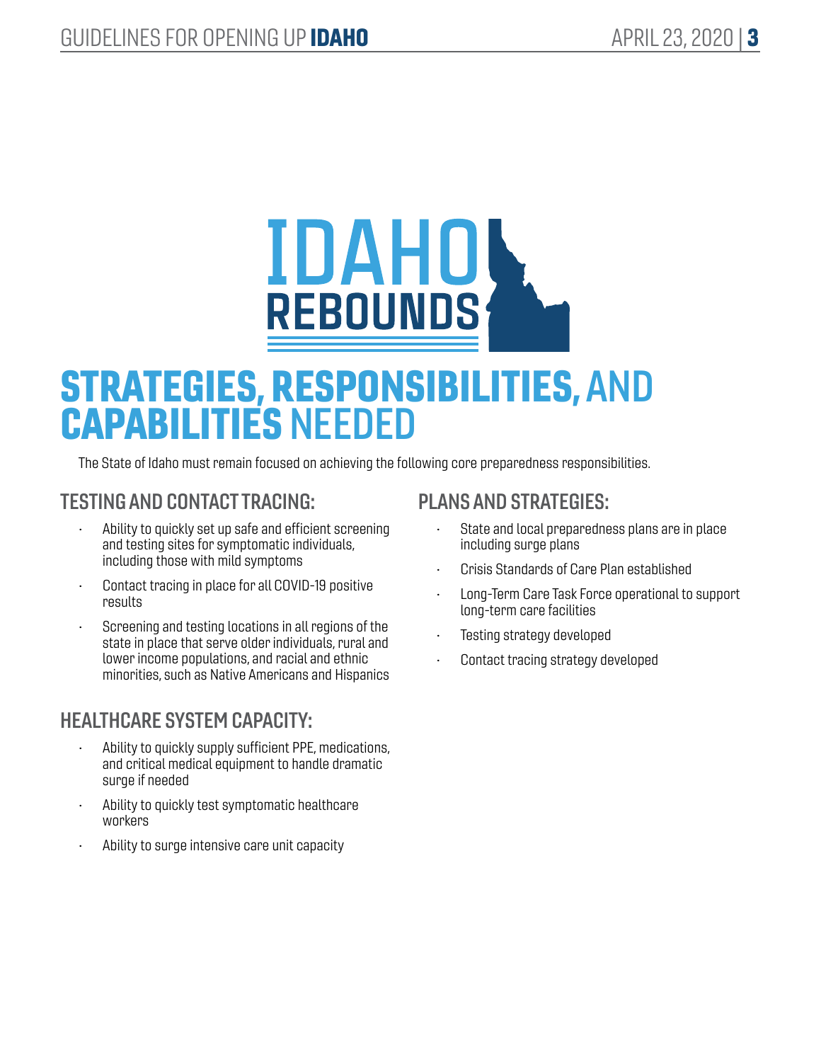# STRATEGIES, RESPONSIBILITIES, AND CAPABILITIES NEEDED

The State of Idaho must remain focused on achieving the following core preparedness responsibilities.

## TESTING AND CONTACT TRACING:

- Ability to quickly set up safe and efficient screening and testing sites for symptomatic individuals, including those with mild symptoms
- Contact tracing in place for all COVID-19 positive results
- Screening and testing locations in all regions of the state in place that serve older individuals, rural and lower income populations, and racial and ethnic minorities, such as Native Americans and Hispanics

## HEALTHCARE SYSTEM CAPACITY:

- Ability to quickly supply sufficient PPE, medications, and critical medical equipment to handle dramatic surge if needed
- Ability to quickly test symptomatic healthcare workers
- Ability to surge intensive care unit capacity

## PLANS AND STRATEGIES:

- State and local preparedness plans are in place including surge plans
- Crisis Standards of Care Plan established
- Long-Term Care Task Force operational to support long-term care facilities
- Testing strategy developed
- Contact tracing strategy developed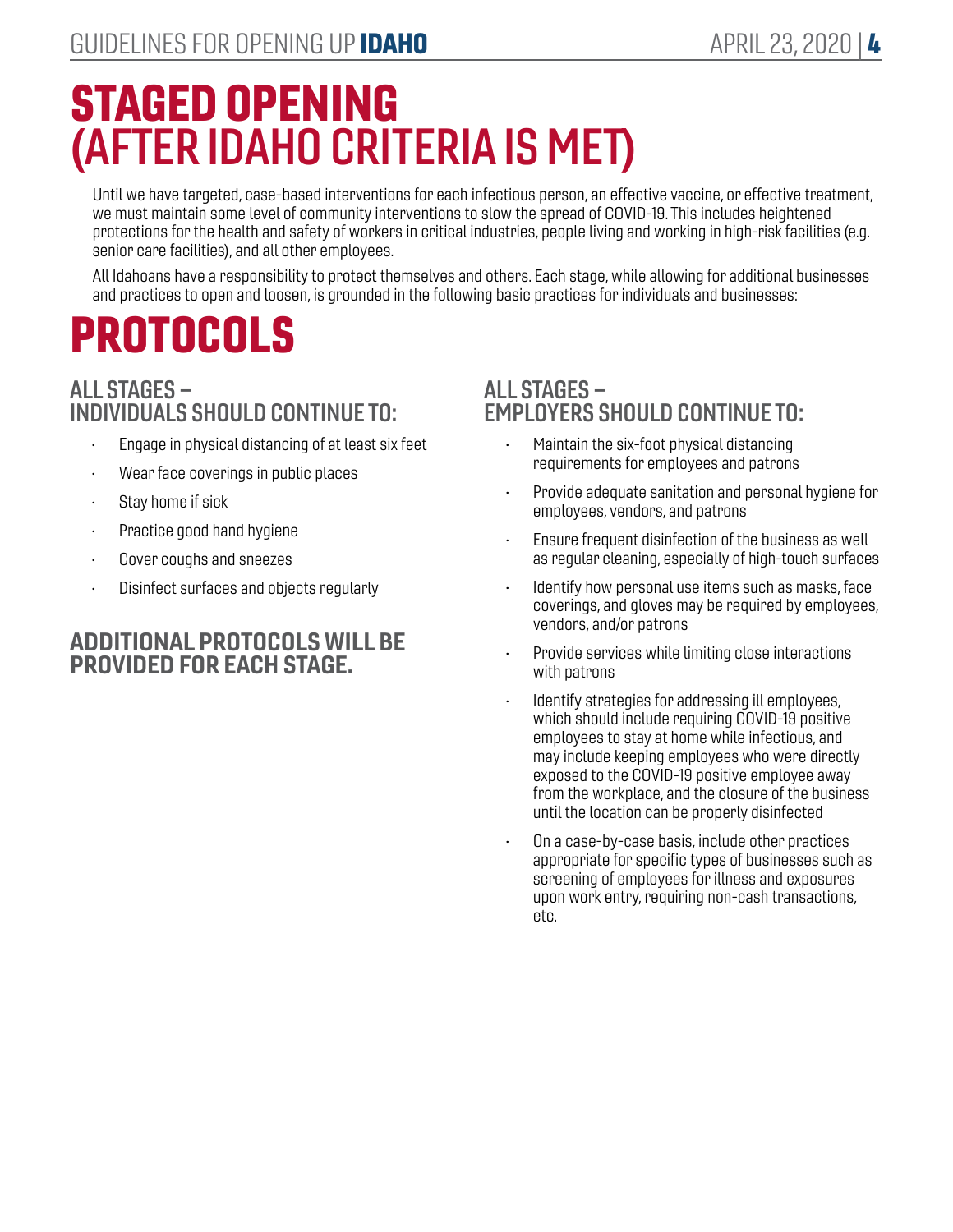# STAGED OPENING (AFTER IDAHO CRITERIA IS MET)

Until we have targeted, case-based interventions for each infectious person, an effective vaccine, or effective treatment, we must maintain some level of community interventions to slow the spread of COVID-19. This includes heightened protections for the health and safety of workers in critical industries, people living and working in high-risk facilities (e.g. senior care facilities), and all other employees.

All Idahoans have a responsibility to protect themselves and others. Each stage, while allowing for additional businesses and practices to open and loosen, is grounded in the following basic practices for individuals and businesses:

# PROTOCOLS

## ALL STAGES – INDIVIDUALS SHOULD CONTINUE TO:

- Engage in physical distancing of at least six feet
- Wear face coverings in public places
- Stay home if sick
- Practice good hand hygiene
- Cover coughs and sneezes
- Disinfect surfaces and objects regularly

## ADDITIONAL PROTOCOLS WILL BE PROVIDED FOR EACH STAGE.

## ALL STAGES – EMPLOYERS SHOULD CONTINUE TO:

- Maintain the six-foot physical distancing requirements for employees and patrons
- Provide adequate sanitation and personal hygiene for employees, vendors, and patrons
- Ensure frequent disinfection of the business as well as regular cleaning, especially of high-touch surfaces
- Identify how personal use items such as masks, face coverings, and gloves may be required by employees, vendors, and/or patrons
- Provide services while limiting close interactions with patrons
- Identify strategies for addressing ill employees, which should include requiring COVID-19 positive employees to stay at home while infectious, and may include keeping employees who were directly exposed to the COVID-19 positive employee away from the workplace, and the closure of the business until the location can be properly disinfected
- On a case-by-case basis, include other practices appropriate for specific types of businesses such as screening of employees for illness and exposures upon work entry, requiring non-cash transactions, etc.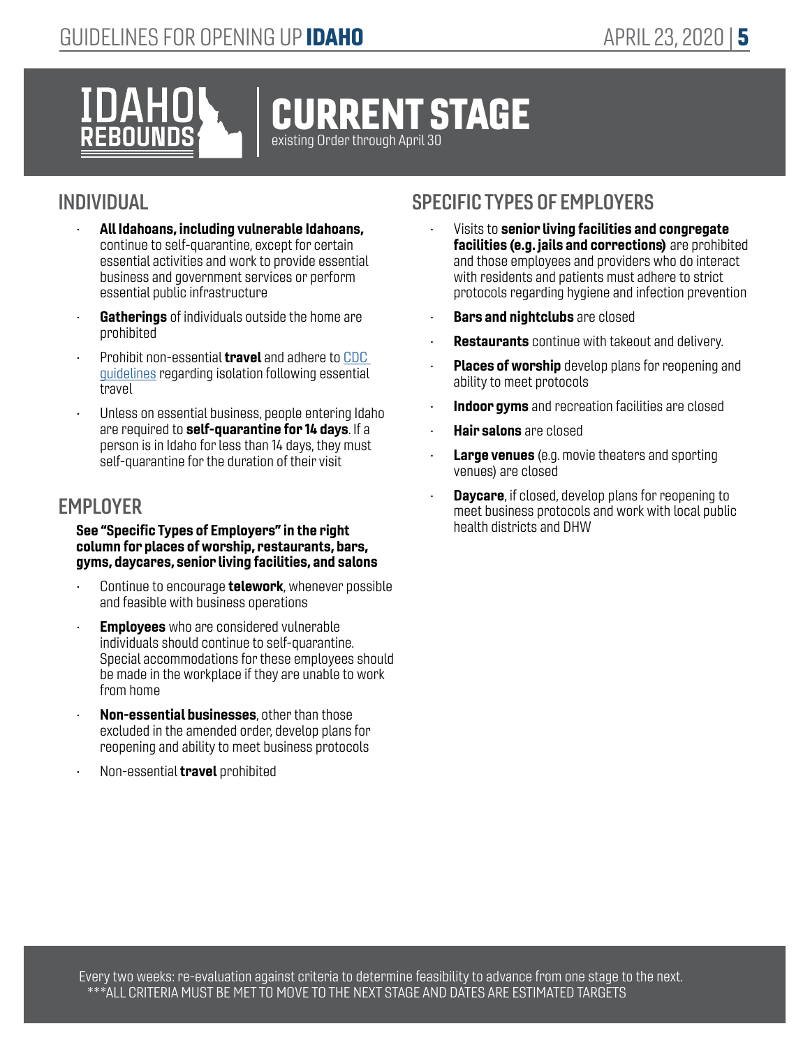# IDAHO REBOUNDS

# CURRENT STAGE

existing Order through April 30

## INDIVIDUAL

- **All Idahoans, including vulnerable Idahoans,** continue to self-quarantine, except for certain essential activities and work to provide essential business and government services or perform essential public infrastructure
- **Gatherings** of individuals outside the home are prohibited
- Prohibit non-essential **travel** and adhere to [CDC guidelines] regarding isolation following essential travel
- Unless on essential business, people entering Idaho are required to **self-quarantine for 14 days**. If a person is in Idaho for less than 14 days, they must self-quarantine for the duration of their visit

## EMPLOYER

**See "Specific Types of Employers" in the right column for places of worship, restaurants, bars, gyms, daycares, senior living facilities, and salons**

- Continue to encourage **telework**, whenever possible and feasible with business operations
- **Employees** who are considered vulnerable individuals should continue to self-quarantine. Special accommodations for these employees should be made in the workplace if they are unable to work from home
- **Non-essential businesses**, other than those excluded in the amended order, develop plans for reopening and ability to meet business protocols
- Non-essential **travel** prohibited

## SPECIFIC TYPES OF EMPLOYERS

- Visits to **senior living facilities and congregate facilities (e.g. jails and corrections)** are prohibited and those employees and providers who do interact with residents and patients must adhere to strict protocols regarding hygiene and infection prevention
- **Bars and nightclubs** are closed
- **Restaurants** continue with takeout and delivery.
- **Places of worship** develop plans for reopening and ability to meet protocols
- **Indoor gyms** and recreation facilities are closed
- **Hair salons** are closed
- **Large venues** (e.g. movie theaters and sporting venues) are closed
- **Daycare**, if closed, develop plans for reopening to meet business protocols and work with local public health districts and DHW

Every two weeks: re-evaluation against criteria to determine feasibility to advance from one stage to the next.
***ALL CRITERIA MUST BE MET TO MOVE TO THE NEXT STAGE AND DATES ARE ESTIMATED TARGETS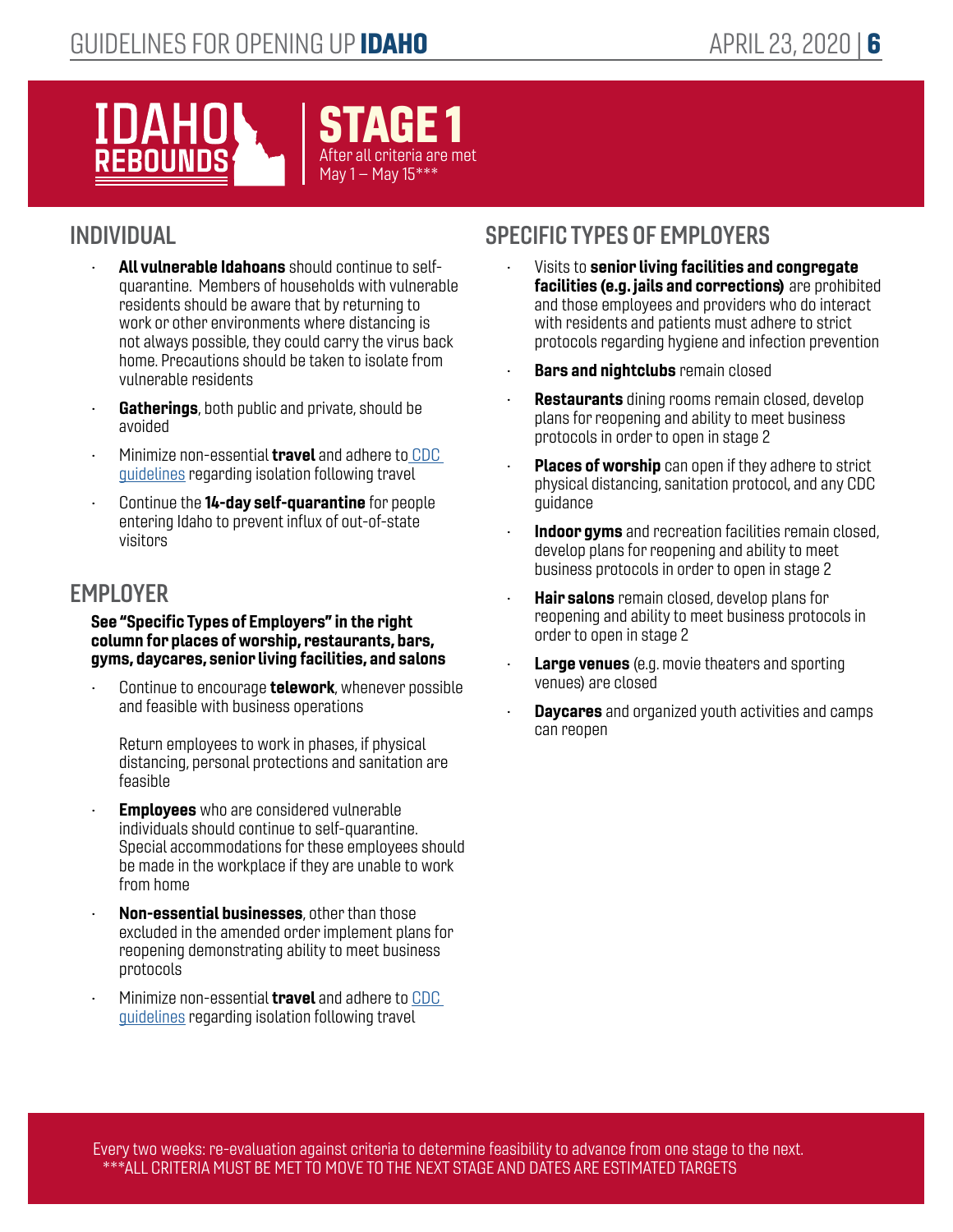# IDAHO REBOUNDS

## STAGE 1

After all criteria are met
May 1 – May 15***

## INDIVIDUAL

- **All vulnerable Idahoans** should continue to self-quarantine. Members of households with vulnerable residents should be aware that by returning to work or other environments where distancing is not always possible, they could carry the virus back home. Precautions should be taken to isolate from vulnerable residents
- **Gatherings**, both public and private, should be avoided
- Minimize non-essential **travel** and adhere to CDC guidelines regarding isolation following travel
- Continue the **14-day self-quarantine** for people entering Idaho to prevent influx of out-of-state visitors

## EMPLOYER

**See "Specific Types of Employers" in the right column for places of worship, restaurants, bars, gyms, daycares, senior living facilities, and salons**

- Continue to encourage **telework**, whenever possible and feasible with business operations

  Return employees to work in phases, if physical distancing, personal protections and sanitation are feasible
- **Employees** who are considered vulnerable individuals should continue to self-quarantine. Special accommodations for these employees should be made in the workplace if they are unable to work from home
- **Non-essential businesses**, other than those excluded in the amended order implement plans for reopening demonstrating ability to meet business protocols
- Minimize non-essential **travel** and adhere to CDC guidelines regarding isolation following travel

## SPECIFIC TYPES OF EMPLOYERS

- Visits to **senior living facilities and congregate facilities (e.g. jails and corrections)** are prohibited and those employees and providers who do interact with residents and patients must adhere to strict protocols regarding hygiene and infection prevention
- **Bars and nightclubs** remain closed
- **Restaurants** dining rooms remain closed, develop plans for reopening and ability to meet business protocols in order to open in stage 2
- **Places of worship** can open if they adhere to strict physical distancing, sanitation protocol, and any CDC guidance
- **Indoor gyms** and recreation facilities remain closed, develop plans for reopening and ability to meet business protocols in order to open in stage 2
- **Hair salons** remain closed, develop plans for reopening and ability to meet business protocols in order to open in stage 2
- **Large venues** (e.g. movie theaters and sporting venues) are closed
- **Daycares** and organized youth activities and camps can reopen

Every two weeks: re-evaluation against criteria to determine feasibility to advance from one stage to the next.
***ALL CRITERIA MUST BE MET TO MOVE TO THE NEXT STAGE AND DATES ARE ESTIMATED TARGETS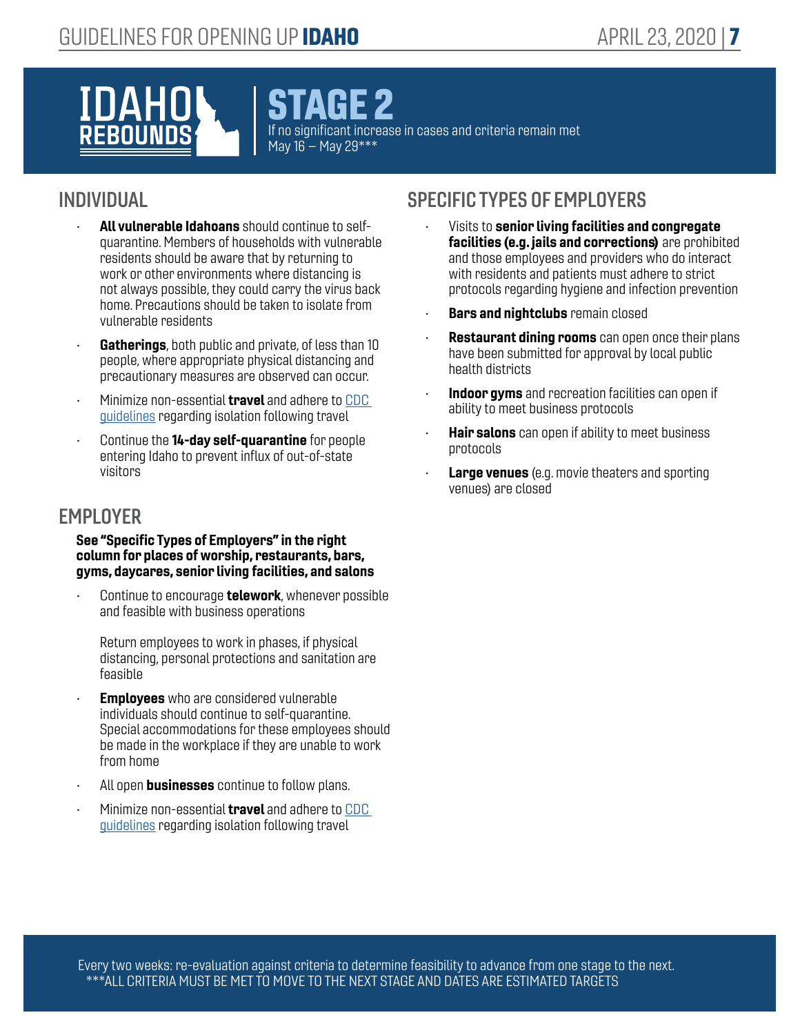# IDAHO REBOUNDS

## STAGE 2

If no significant increase in cases and criteria remain met
May 16 – May 29***

## INDIVIDUAL

- **All vulnerable Idahoans** should continue to self-quarantine. Members of households with vulnerable residents should be aware that by returning to work or other environments where distancing is not always possible, they could carry the virus back home. Precautions should be taken to isolate from vulnerable residents
- **Gatherings**, both public and private, of less than 10 people, where appropriate physical distancing and precautionary measures are observed can occur.
- Minimize non-essential **travel** and adhere to [CDC guidelines] regarding isolation following travel
- Continue the **14-day self-quarantine** for people entering Idaho to prevent influx of out-of-state visitors

## EMPLOYER

**See "Specific Types of Employers" in the right column for places of worship, restaurants, bars, gyms, daycares, senior living facilities, and salons**

- Continue to encourage **telework**, whenever possible and feasible with business operations

  Return employees to work in phases, if physical distancing, personal protections and sanitation are feasible

- **Employees** who are considered vulnerable individuals should continue to self-quarantine. Special accommodations for these employees should be made in the workplace if they are unable to work from home
- All open **businesses** continue to follow plans.
- Minimize non-essential **travel** and adhere to [CDC guidelines] regarding isolation following travel

## SPECIFIC TYPES OF EMPLOYERS

- Visits to **senior living facilities and congregate facilities (e.g. jails and corrections)** are prohibited and those employees and providers who do interact with residents and patients must adhere to strict protocols regarding hygiene and infection prevention
- **Bars and nightclubs** remain closed
- **Restaurant dining rooms** can open once their plans have been submitted for approval by local public health districts
- **Indoor gyms** and recreation facilities can open if ability to meet business protocols
- **Hair salons** can open if ability to meet business protocols
- **Large venues** (e.g. movie theaters and sporting venues) are closed

Every two weeks: re-evaluation against criteria to determine feasibility to advance from one stage to the next.
***ALL CRITERIA MUST BE MET TO MOVE TO THE NEXT STAGE AND DATES ARE ESTIMATED TARGETS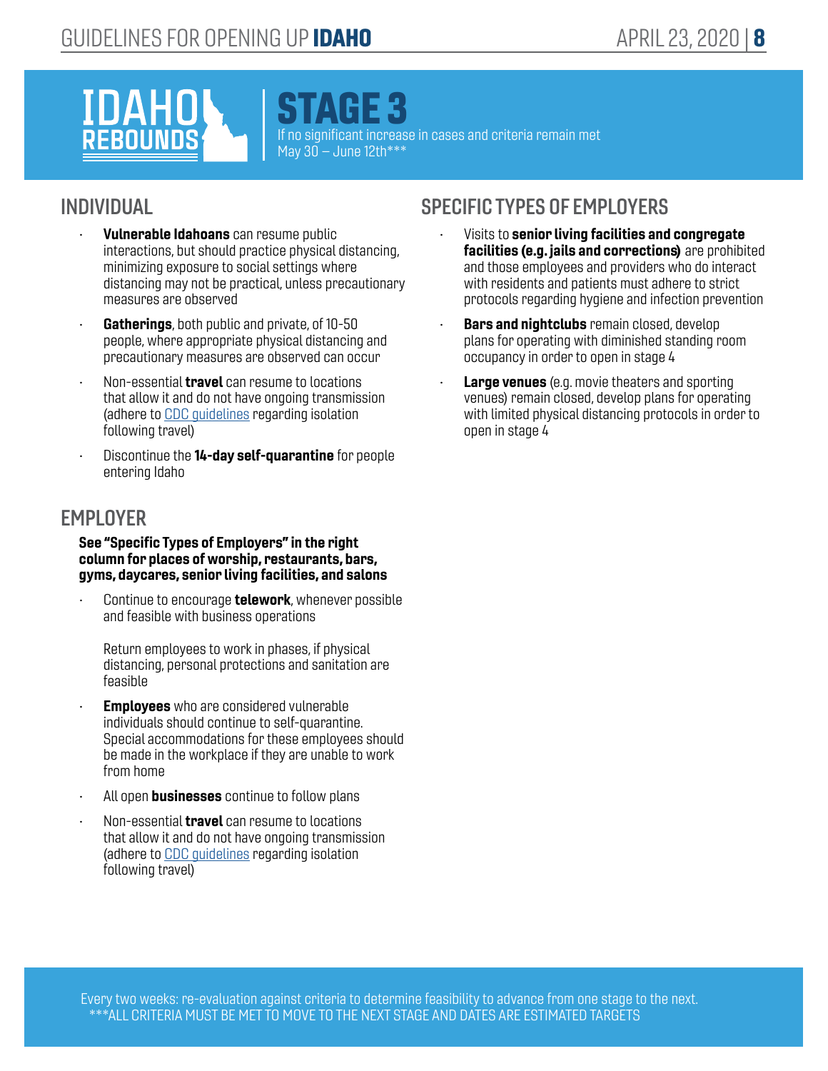IDAHO REBOUNDS

# STAGE 3

If no significant increase in cases and criteria remain met
May 30 – June 12th***

## INDIVIDUAL

- **Vulnerable Idahoans** can resume public interactions, but should practice physical distancing, minimizing exposure to social settings where distancing may not be practical, unless precautionary measures are observed
- **Gatherings**, both public and private, of 10-50 people, where appropriate physical distancing and precautionary measures are observed can occur
- Non-essential **travel** can resume to locations that allow it and do not have ongoing transmission (adhere to CDC guidelines regarding isolation following travel)
- Discontinue the **14-day self-quarantine** for people entering Idaho

## EMPLOYER

**See "Specific Types of Employers" in the right column for places of worship, restaurants, bars, gyms, daycares, senior living facilities, and salons**

- Continue to encourage **telework**, whenever possible and feasible with business operations

  Return employees to work in phases, if physical distancing, personal protections and sanitation are feasible
- **Employees** who are considered vulnerable individuals should continue to self-quarantine. Special accommodations for these employees should be made in the workplace if they are unable to work from home
- All open **businesses** continue to follow plans
- Non-essential **travel** can resume to locations that allow it and do not have ongoing transmission (adhere to CDC guidelines regarding isolation following travel)

## SPECIFIC TYPES OF EMPLOYERS

- Visits to **senior living facilities and congregate facilities (e.g. jails and corrections)** are prohibited and those employees and providers who do interact with residents and patients must adhere to strict protocols regarding hygiene and infection prevention
- **Bars and nightclubs** remain closed, develop plans for operating with diminished standing room occupancy in order to open in stage 4
- **Large venues** (e.g. movie theaters and sporting venues) remain closed, develop plans for operating with limited physical distancing protocols in order to open in stage 4

Every two weeks: re-evaluation against criteria to determine feasibility to advance from one stage to the next.
***ALL CRITERIA MUST BE MET TO MOVE TO THE NEXT STAGE AND DATES ARE ESTIMATED TARGETS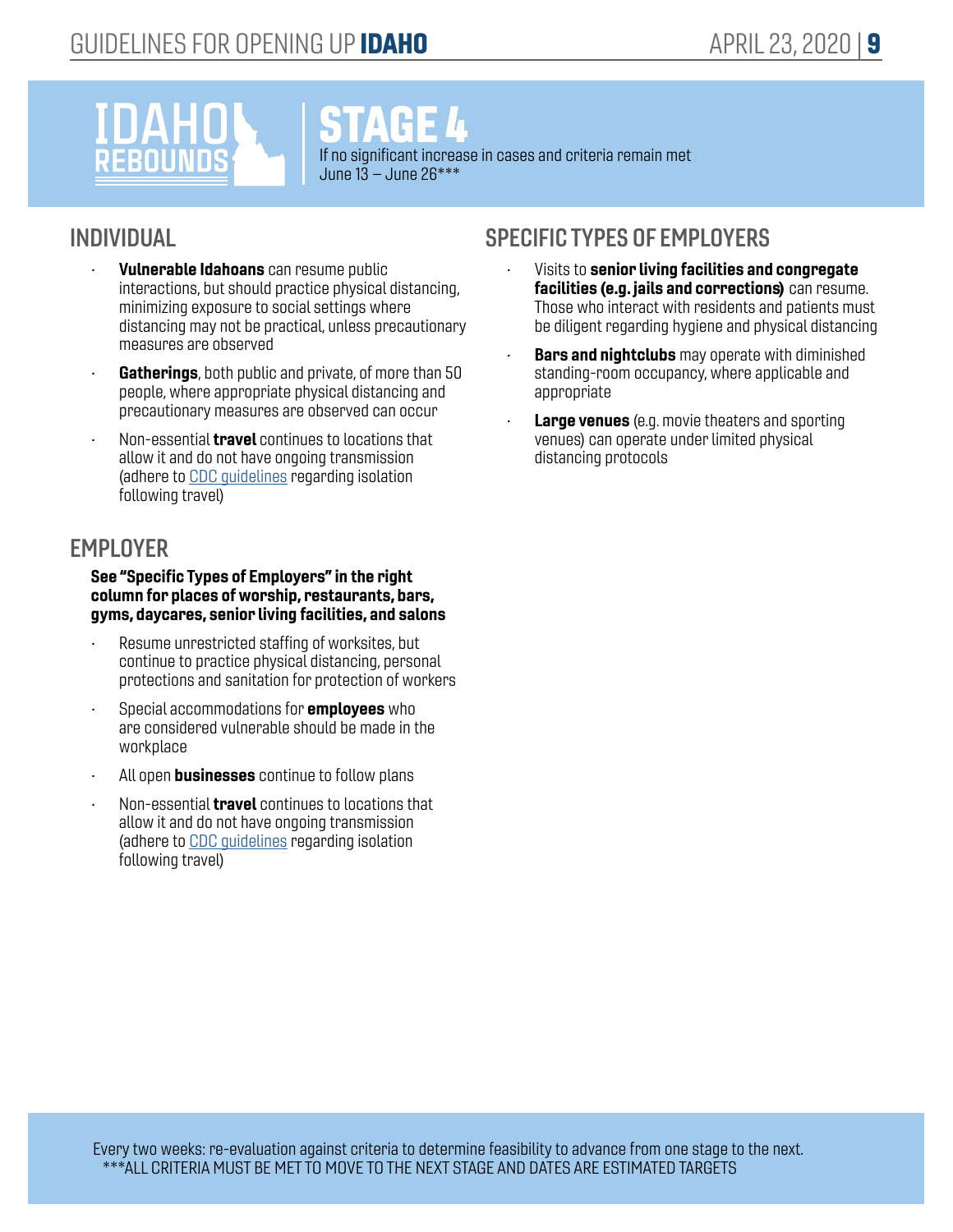IDAHO REBOUNDS

# STAGE 4

If no significant increase in cases and criteria remain met
June 13 – June 26***

## INDIVIDUAL

- **Vulnerable Idahoans** can resume public interactions, but should practice physical distancing, minimizing exposure to social settings where distancing may not be practical, unless precautionary measures are observed
- **Gatherings**, both public and private, of more than 50 people, where appropriate physical distancing and precautionary measures are observed can occur
- Non-essential **travel** continues to locations that allow it and do not have ongoing transmission (adhere to CDC guidelines regarding isolation following travel)

## EMPLOYER

**See "Specific Types of Employers" in the right column for places of worship, restaurants, bars, gyms, daycares, senior living facilities, and salons**

- Resume unrestricted staffing of worksites, but continue to practice physical distancing, personal protections and sanitation for protection of workers
- Special accommodations for **employees** who are considered vulnerable should be made in the workplace
- All open **businesses** continue to follow plans
- Non-essential **travel** continues to locations that allow it and do not have ongoing transmission (adhere to CDC guidelines regarding isolation following travel)

## SPECIFIC TYPES OF EMPLOYERS

- Visits to **senior living facilities and congregate facilities (e.g. jails and corrections)** can resume. Those who interact with residents and patients must be diligent regarding hygiene and physical distancing
- **Bars and nightclubs** may operate with diminished standing-room occupancy, where applicable and appropriate
- **Large venues** (e.g. movie theaters and sporting venues) can operate under limited physical distancing protocols

Every two weeks: re-evaluation against criteria to determine feasibility to advance from one stage to the next.
***ALL CRITERIA MUST BE MET TO MOVE TO THE NEXT STAGE AND DATES ARE ESTIMATED TARGETS